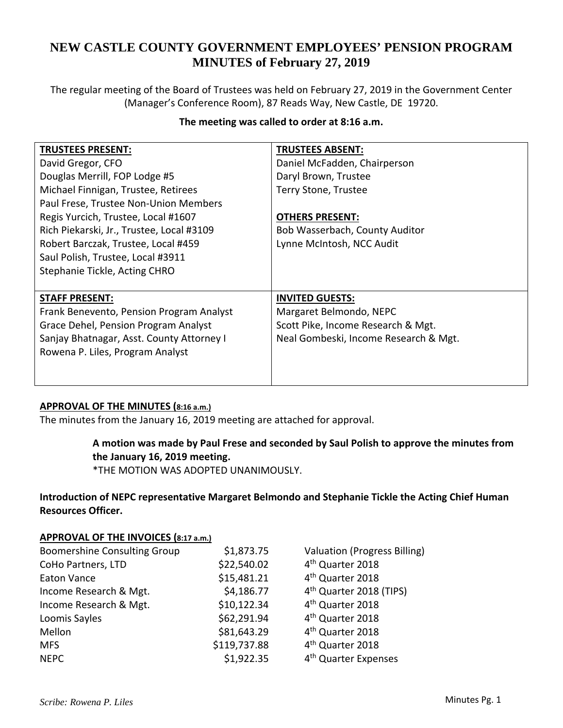# NEW CASTLE COUNTY GOVERNMENT EMPLOYEES' PENSION PROGRAM MINUTES of February 27, 2019

The regular meeting of the Board of Trustees was held on February 27, 2019 in the Government Center (Manager's Conference Room), 87 Reads Way, New Castle, DE 19720.

**The meeting was called to order at 8:16 a.m.**

| **TRUSTEES PRESENT:** | **TRUSTEES ABSENT:** |
|---|---|
| David Gregor, CFO<br>Douglas Merrill, FOP Lodge #5<br>Michael Finnigan, Trustee, Retirees<br>Paul Frese, Trustee Non-Union Members<br>Regis Yurcich, Trustee, Local #1607<br>Rich Piekarski, Jr., Trustee, Local #3109<br>Robert Barczak, Trustee, Local #459<br>Saul Polish, Trustee, Local #3911<br>Stephanie Tickle, Acting CHRO | Daniel McFadden, Chairperson<br>Daryl Brown, Trustee<br>Terry Stone, Trustee<br><br>**OTHERS PRESENT:**<br>Bob Wasserbach, County Auditor<br>Lynne McIntosh, NCC Audit |
| **STAFF PRESENT:**<br>Frank Benevento, Pension Program Analyst<br>Grace Dehel, Pension Program Analyst<br>Sanjay Bhatnagar, Asst. County Attorney I<br>Rowena P. Liles, Program Analyst | **INVITED GUESTS:**<br>Margaret Belmondo, NEPC<br>Scott Pike, Income Research & Mgt.<br>Neal Gombeski, Income Research & Mgt. |

**APPROVAL OF THE MINUTES (8:16 a.m.)**

The minutes from the January 16, 2019 meeting are attached for approval.

> **A motion was made by Paul Frese and seconded by Saul Polish to approve the minutes from the January 16, 2019 meeting.**
> *THE MOTION WAS ADOPTED UNANIMOUSLY.

**Introduction of NEPC representative Margaret Belmondo and Stephanie Tickle the Acting Chief Human Resources Officer.**

**APPROVAL OF THE INVOICES (8:17 a.m.)**

| | | |
|---|---|---|
| Boomershine Consulting Group | $1,873.75 | Valuation (Progress Billing) |
| CoHo Partners, LTD | $22,540.02 | 4th Quarter 2018 |
| Eaton Vance | $15,481.21 | 4th Quarter 2018 |
| Income Research & Mgt. | $4,186.77 | 4th Quarter 2018 (TIPS) |
| Income Research & Mgt. | $10,122.34 | 4th Quarter 2018 |
| Loomis Sayles | $62,291.94 | 4th Quarter 2018 |
| Mellon | $81,643.29 | 4th Quarter 2018 |
| MFS | $119,737.88 | 4th Quarter 2018 |
| NEPC | $1,922.35 | 4th Quarter Expenses |

*Scribe: Rowena P. Liles*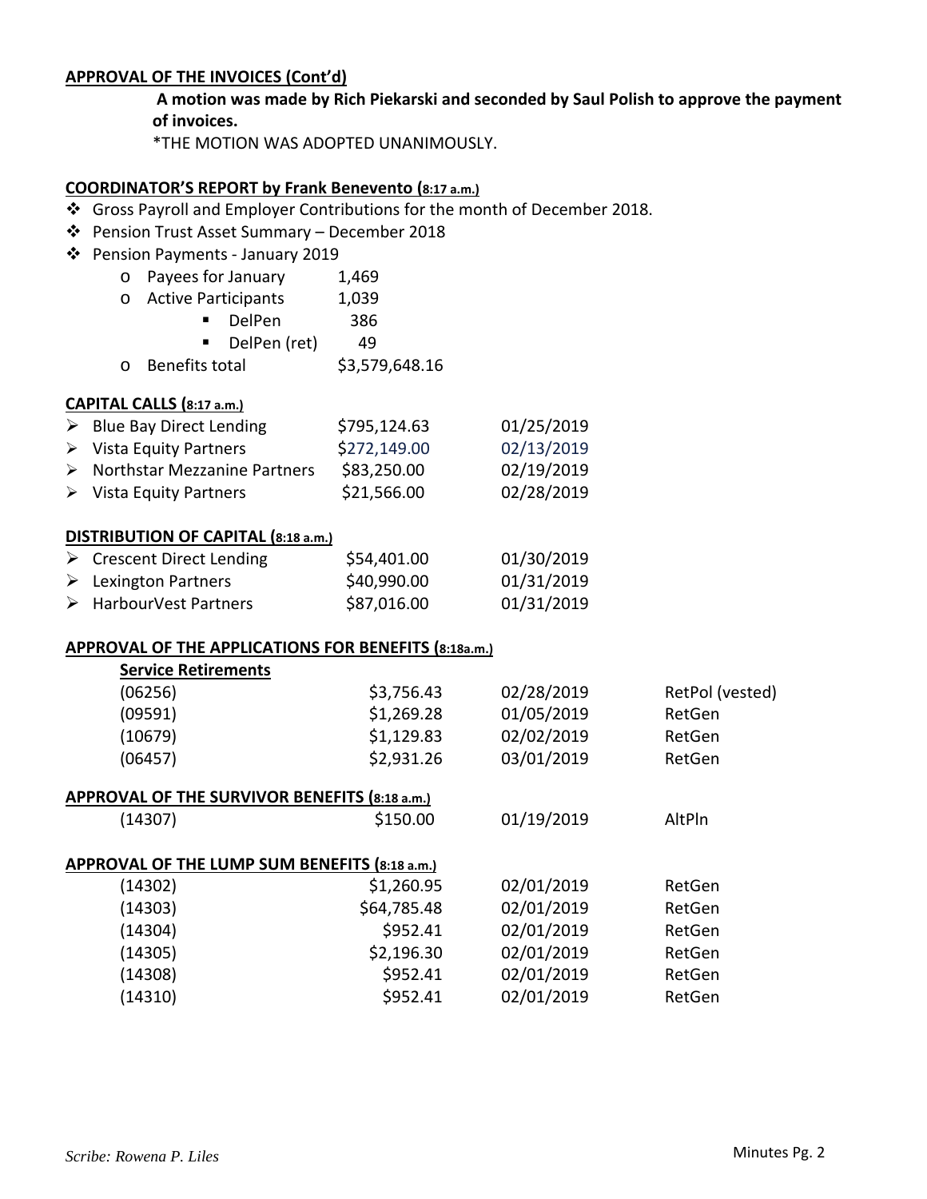**APPROVAL OF THE INVOICES (Cont'd)**

**A motion was made by Rich Piekarski and seconded by Saul Polish to approve the payment of invoices.**

*THE MOTION WAS ADOPTED UNANIMOUSLY.

**COORDINATOR'S REPORT by Frank Benevento (8:17 a.m.)**

- Gross Payroll and Employer Contributions for the month of December 2018.
- Pension Trust Asset Summary – December 2018
- Pension Payments - January 2019
  - Payees for January 1,469
  - Active Participants 1,039
    - DelPen 386
    - DelPen (ret) 49
  - Benefits total $3,579,648.16

**CAPITAL CALLS (8:17 a.m.)**

| | | |
|---|---|---|
| Blue Bay Direct Lending | $795,124.63 | 01/25/2019 |
| Vista Equity Partners | $272,149.00 | 02/13/2019 |
| Northstar Mezzanine Partners | $83,250.00 | 02/19/2019 |
| Vista Equity Partners | $21,566.00 | 02/28/2019 |

**DISTRIBUTION OF CAPITAL (8:18 a.m.)**

| | | |
|---|---|---|
| Crescent Direct Lending | $54,401.00 | 01/30/2019 |
| Lexington Partners | $40,990.00 | 01/31/2019 |
| HarbourVest Partners | $87,016.00 | 01/31/2019 |

**APPROVAL OF THE APPLICATIONS FOR BENEFITS (8:18a.m.)**

**Service Retirements**

| | | | |
|---|---|---|---|
| (06256) | $3,756.43 | 02/28/2019 | RetPol (vested) |
| (09591) | $1,269.28 | 01/05/2019 | RetGen |
| (10679) | $1,129.83 | 02/02/2019 | RetGen |
| (06457) | $2,931.26 | 03/01/2019 | RetGen |

**APPROVAL OF THE SURVIVOR BENEFITS (8:18 a.m.)**

| | | | |
|---|---|---|---|
| (14307) | $150.00 | 01/19/2019 | AltPln |

**APPROVAL OF THE LUMP SUM BENEFITS (8:18 a.m.)**

| | | | |
|---|---|---|---|
| (14302) | $1,260.95 | 02/01/2019 | RetGen |
| (14303) | $64,785.48 | 02/01/2019 | RetGen |
| (14304) | $952.41 | 02/01/2019 | RetGen |
| (14305) | $2,196.30 | 02/01/2019 | RetGen |
| (14308) | $952.41 | 02/01/2019 | RetGen |
| (14310) | $952.41 | 02/01/2019 | RetGen |

*Scribe: Rowena P. Liles*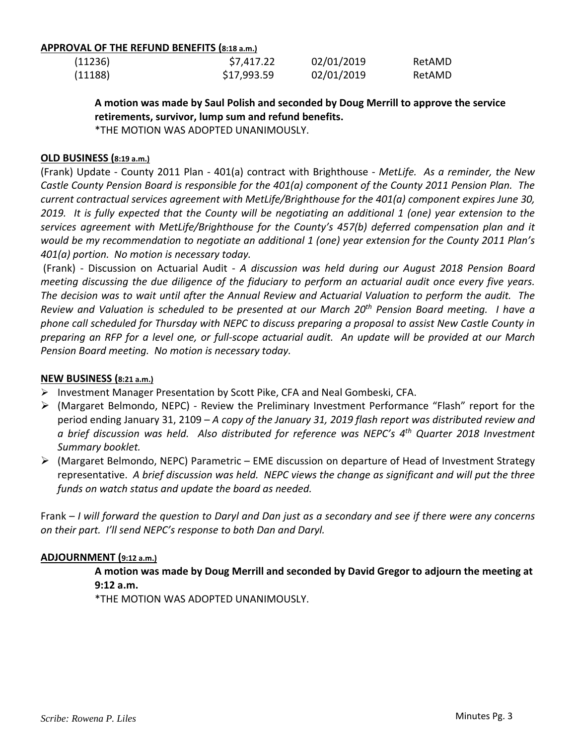**APPROVAL OF THE REFUND BENEFITS (8:18 a.m.)**

| | | | |
|---|---|---|---|
| (11236) | $7,417.22 | 02/01/2019 | RetAMD |
| (11188) | $17,993.59 | 02/01/2019 | RetAMD |

**A motion was made by Saul Polish and seconded by Doug Merrill to approve the service retirements, survivor, lump sum and refund benefits.**
*THE MOTION WAS ADOPTED UNANIMOUSLY.

**OLD BUSINESS (8:19 a.m.)**

(Frank) Update - County 2011 Plan - 401(a) contract with Brighthouse - *MetLife. As a reminder, the New Castle County Pension Board is responsible for the 401(a) component of the County 2011 Pension Plan. The current contractual services agreement with MetLife/Brighthouse for the 401(a) component expires June 30, 2019. It is fully expected that the County will be negotiating an additional 1 (one) year extension to the services agreement with MetLife/Brighthouse for the County's 457(b) deferred compensation plan and it would be my recommendation to negotiate an additional 1 (one) year extension for the County 2011 Plan's 401(a) portion. No motion is necessary today.*

(Frank) - Discussion on Actuarial Audit - *A discussion was held during our August 2018 Pension Board meeting discussing the due diligence of the fiduciary to perform an actuarial audit once every five years. The decision was to wait until after the Annual Review and Actuarial Valuation to perform the audit. The Review and Valuation is scheduled to be presented at our March 20th Pension Board meeting. I have a phone call scheduled for Thursday with NEPC to discuss preparing a proposal to assist New Castle County in preparing an RFP for a level one, or full-scope actuarial audit. An update will be provided at our March Pension Board meeting. No motion is necessary today.*

**NEW BUSINESS (8:21 a.m.)**

- Investment Manager Presentation by Scott Pike, CFA and Neal Gombeski, CFA.
- (Margaret Belmondo, NEPC) - Review the Preliminary Investment Performance "Flash" report for the period ending January 31, 2109 – *A copy of the January 31, 2019 flash report was distributed review and a brief discussion was held. Also distributed for reference was NEPC's 4th Quarter 2018 Investment Summary booklet.*
- (Margaret Belmondo, NEPC) Parametric – EME discussion on departure of Head of Investment Strategy representative. *A brief discussion was held. NEPC views the change as significant and will put the three funds on watch status and update the board as needed.*

Frank – *I will forward the question to Daryl and Dan just as a secondary and see if there were any concerns on their part. I'll send NEPC's response to both Dan and Daryl.*

**ADJOURNMENT (9:12 a.m.)**

**A motion was made by Doug Merrill and seconded by David Gregor to adjourn the meeting at 9:12 a.m.**
*THE MOTION WAS ADOPTED UNANIMOUSLY.

*Scribe: Rowena P. Liles*